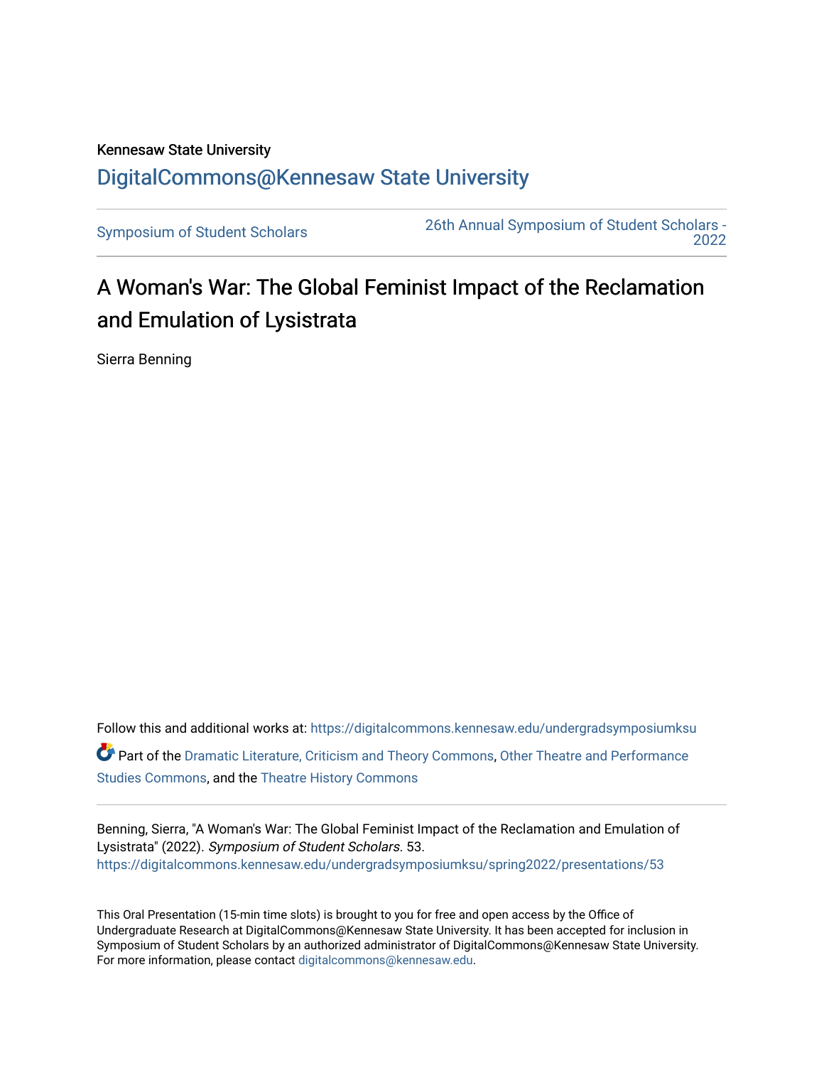Kennesaw State University

DigitalCommons@Kennesaw State University

Symposium of Student Scholars | 26th Annual Symposium of Student Scholars - 2022

# A Woman's War: The Global Feminist Impact of the Reclamation and Emulation of Lysistrata

Sierra Benning

Follow this and additional works at: https://digitalcommons.kennesaw.edu/undergradsymposiumksu

Part of the Dramatic Literature, Criticism and Theory Commons, Other Theatre and Performance Studies Commons, and the Theatre History Commons

Benning, Sierra, "A Woman's War: The Global Feminist Impact of the Reclamation and Emulation of Lysistrata" (2022). *Symposium of Student Scholars*. 53.
https://digitalcommons.kennesaw.edu/undergradsymposiumksu/spring2022/presentations/53

This Oral Presentation (15-min time slots) is brought to you for free and open access by the Office of Undergraduate Research at DigitalCommons@Kennesaw State University. It has been accepted for inclusion in Symposium of Student Scholars by an authorized administrator of DigitalCommons@Kennesaw State University. For more information, please contact digitalcommons@kennesaw.edu.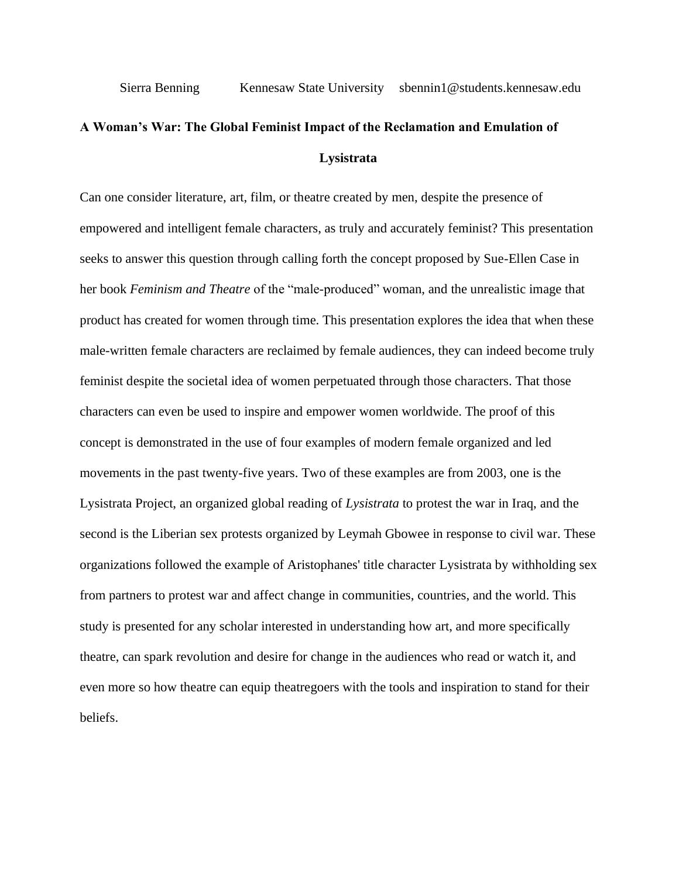Sierra Benning Kennesaw State University sbennin1@students.kennesaw.edu

**A Woman's War: The Global Feminist Impact of the Reclamation and Emulation of Lysistrata**

Can one consider literature, art, film, or theatre created by men, despite the presence of empowered and intelligent female characters, as truly and accurately feminist? This presentation seeks to answer this question through calling forth the concept proposed by Sue-Ellen Case in her book *Feminism and Theatre* of the "male-produced" woman, and the unrealistic image that product has created for women through time. This presentation explores the idea that when these male-written female characters are reclaimed by female audiences, they can indeed become truly feminist despite the societal idea of women perpetuated through those characters. That those characters can even be used to inspire and empower women worldwide. The proof of this concept is demonstrated in the use of four examples of modern female organized and led movements in the past twenty-five years. Two of these examples are from 2003, one is the Lysistrata Project, an organized global reading of *Lysistrata* to protest the war in Iraq, and the second is the Liberian sex protests organized by Leymah Gbowee in response to civil war. These organizations followed the example of Aristophanes' title character Lysistrata by withholding sex from partners to protest war and affect change in communities, countries, and the world. This study is presented for any scholar interested in understanding how art, and more specifically theatre, can spark revolution and desire for change in the audiences who read or watch it, and even more so how theatre can equip theatregoers with the tools and inspiration to stand for their beliefs.